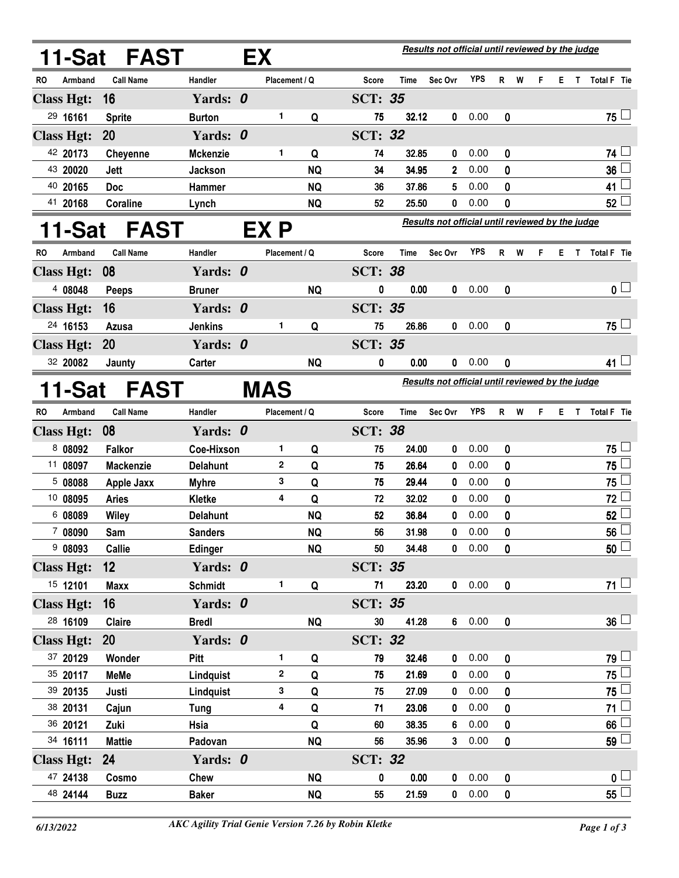## 11-Sat FAST EX

*Results not official until reviewed by the judge*

| RO | Armband | Call Name | Handler | Placement | Q | Score | Time | Sec Ovr | YPS | R | W | F | E | T | Total F | Tie |
|---|---|---|---|---|---|---|---|---|---|---|---|---|---|---|---|---|
| **Class Hgt: 16** | | | **Yards: 0** | | | **SCT: 35** | | | | | | | | | | |
| 29 | 16161 | Sprite | Burton | 1 | Q | 75 | 32.12 | 0 | 0.00 | 0 | | | | | 75 | ☐ |
| **Class Hgt: 20** | | | **Yards: 0** | | | **SCT: 32** | | | | | | | | | | |
| 42 | 20173 | Cheyenne | Mckenzie | 1 | Q | 74 | 32.85 | 0 | 0.00 | 0 | | | | | 74 | ☐ |
| 43 | 20020 | Jett | Jackson | | NQ | 34 | 34.95 | 2 | 0.00 | 0 | | | | | 36 | ☐ |
| 40 | 20165 | Doc | Hammer | | NQ | 36 | 37.86 | 5 | 0.00 | 0 | | | | | 41 | ☐ |
| 41 | 20168 | Coraline | Lynch | | NQ | 52 | 25.50 | 0 | 0.00 | 0 | | | | | 52 | ☐ |

## 11-Sat FAST EX P

*Results not official until reviewed by the judge*

| RO | Armband | Call Name | Handler | Placement | Q | Score | Time | Sec Ovr | YPS | R | W | F | E | T | Total F | Tie |
|---|---|---|---|---|---|---|---|---|---|---|---|---|---|---|---|---|
| **Class Hgt: 08** | | | **Yards: 0** | | | **SCT: 38** | | | | | | | | | | |
| 4 | 08048 | Peeps | Bruner | | NQ | 0 | 0.00 | 0 | 0.00 | 0 | | | | | 0 | ☐ |
| **Class Hgt: 16** | | | **Yards: 0** | | | **SCT: 35** | | | | | | | | | | |
| 24 | 16153 | Azusa | Jenkins | 1 | Q | 75 | 26.86 | 0 | 0.00 | 0 | | | | | 75 | ☐ |
| **Class Hgt: 20** | | | **Yards: 0** | | | **SCT: 35** | | | | | | | | | | |
| 32 | 20082 | Jaunty | Carter | | NQ | 0 | 0.00 | 0 | 0.00 | 0 | | | | | 41 | ☐ |

## 11-Sat FAST MAS

*Results not official until reviewed by the judge*

| RO | Armband | Call Name | Handler | Placement | Q | Score | Time | Sec Ovr | YPS | R | W | F | E | T | Total F | Tie |
|---|---|---|---|---|---|---|---|---|---|---|---|---|---|---|---|---|
| **Class Hgt: 08** | | | **Yards: 0** | | | **SCT: 38** | | | | | | | | | | |
| 8 | 08092 | Falkor | Coe-Hixson | 1 | Q | 75 | 24.00 | 0 | 0.00 | 0 | | | | | 75 | ☐ |
| 11 | 08097 | Mackenzie | Delahunt | 2 | Q | 75 | 26.64 | 0 | 0.00 | 0 | | | | | 75 | ☐ |
| 5 | 08088 | Apple Jaxx | Myhre | 3 | Q | 75 | 29.44 | 0 | 0.00 | 0 | | | | | 75 | ☐ |
| 10 | 08095 | Aries | Kletke | 4 | Q | 72 | 32.02 | 0 | 0.00 | 0 | | | | | 72 | ☐ |
| 6 | 08089 | Wiley | Delahunt | | NQ | 52 | 36.84 | 0 | 0.00 | 0 | | | | | 52 | ☐ |
| 7 | 08090 | Sam | Sanders | | NQ | 56 | 31.98 | 0 | 0.00 | 0 | | | | | 56 | ☐ |
| 9 | 08093 | Callie | Edinger | | NQ | 50 | 34.48 | 0 | 0.00 | 0 | | | | | 50 | ☐ |
| **Class Hgt: 12** | | | **Yards: 0** | | | **SCT: 35** | | | | | | | | | | |
| 15 | 12101 | Maxx | Schmidt | 1 | Q | 71 | 23.20 | 0 | 0.00 | 0 | | | | | 71 | ☐ |
| **Class Hgt: 16** | | | **Yards: 0** | | | **SCT: 35** | | | | | | | | | | |
| 28 | 16109 | Claire | Bredl | | NQ | 30 | 41.28 | 6 | 0.00 | 0 | | | | | 36 | ☐ |
| **Class Hgt: 20** | | | **Yards: 0** | | | **SCT: 32** | | | | | | | | | | |
| 37 | 20129 | Wonder | Pitt | 1 | Q | 79 | 32.46 | 0 | 0.00 | 0 | | | | | 79 | ☐ |
| 35 | 20117 | MeMe | Lindquist | 2 | Q | 75 | 21.69 | 0 | 0.00 | 0 | | | | | 75 | ☐ |
| 39 | 20135 | Justi | Lindquist | 3 | Q | 75 | 27.09 | 0 | 0.00 | 0 | | | | | 75 | ☐ |
| 38 | 20131 | Cajun | Tung | 4 | Q | 71 | 23.06 | 0 | 0.00 | 0 | | | | | 71 | ☐ |
| 36 | 20121 | Zuki | Hsia | | Q | 60 | 38.35 | 6 | 0.00 | 0 | | | | | 66 | ☐ |
| 34 | 16111 | Mattie | Padovan | | NQ | 56 | 35.96 | 3 | 0.00 | 0 | | | | | 59 | ☐ |
| **Class Hgt: 24** | | | **Yards: 0** | | | **SCT: 32** | | | | | | | | | | |
| 47 | 24138 | Cosmo | Chew | | NQ | 0 | 0.00 | 0 | 0.00 | 0 | | | | | 0 | ☐ |
| 48 | 24144 | Buzz | Baker | | NQ | 55 | 21.59 | 0 | 0.00 | 0 | | | | | 55 | ☐ |

*6/13/2022* *AKC Agility Trial Genie Version 7.26 by Robin Kletke*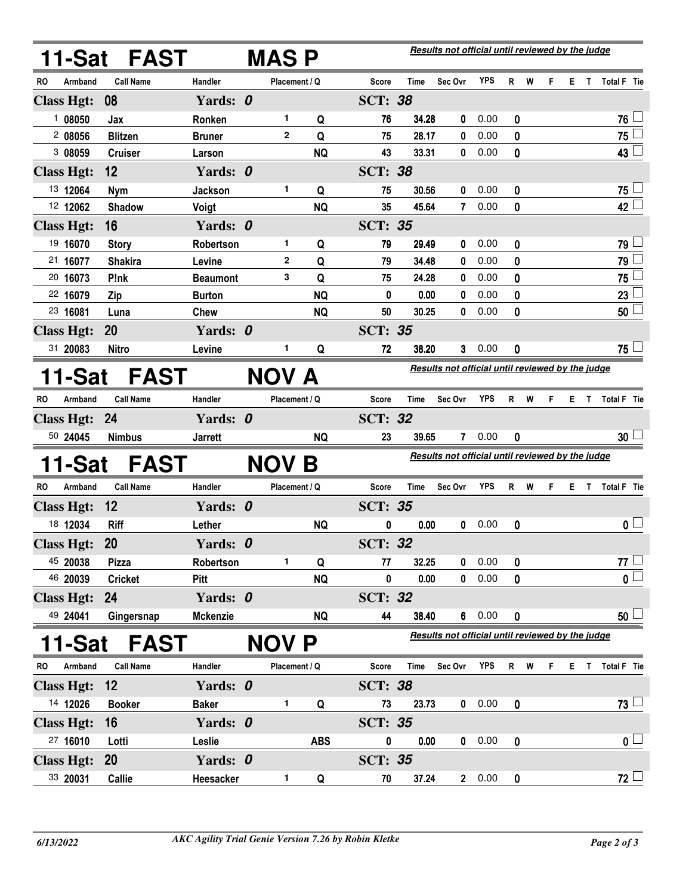## 11-Sat FAST MAS P

*Results not official until reviewed by the judge*

| RO | Armband | Call Name | Handler | Placement | Q | Score | Time | Sec Ovr | YPS | R | W | F | E | T | Total F | Tie |
|---|---|---|---|---|---|---|---|---|---|---|---|---|---|---|---|---|
| **Class Hgt: 08** | | | **Yards: 0** | | | **SCT: 38** | | | | | | | | | | |
| 1 | 08050 | Jax | Ronken | 1 | Q | 76 | 34.28 | 0 | 0.00 | 0 | | | | | 76 | |
| 2 | 08056 | Blitzen | Bruner | 2 | Q | 75 | 28.17 | 0 | 0.00 | 0 | | | | | 75 | |
| 3 | 08059 | Cruiser | Larson | | NQ | 43 | 33.31 | 0 | 0.00 | 0 | | | | | 43 | |
| **Class Hgt: 12** | | | **Yards: 0** | | | **SCT: 38** | | | | | | | | | | |
| 13 | 12064 | Nym | Jackson | 1 | Q | 75 | 30.56 | 0 | 0.00 | 0 | | | | | 75 | |
| 12 | 12062 | Shadow | Voigt | | NQ | 35 | 45.64 | 7 | 0.00 | 0 | | | | | 42 | |
| **Class Hgt: 16** | | | **Yards: 0** | | | **SCT: 35** | | | | | | | | | | |
| 19 | 16070 | Story | Robertson | 1 | Q | 79 | 29.49 | 0 | 0.00 | 0 | | | | | 79 | |
| 21 | 16077 | Shakira | Levine | 2 | Q | 79 | 34.48 | 0 | 0.00 | 0 | | | | | 79 | |
| 20 | 16073 | P!nk | Beaumont | 3 | Q | 75 | 24.28 | 0 | 0.00 | 0 | | | | | 75 | |
| 22 | 16079 | Zip | Burton | | NQ | 0 | 0.00 | 0 | 0.00 | 0 | | | | | 23 | |
| 23 | 16081 | Luna | Chew | | NQ | 50 | 30.25 | 0 | 0.00 | 0 | | | | | 50 | |
| **Class Hgt: 20** | | | **Yards: 0** | | | **SCT: 35** | | | | | | | | | | |
| 31 | 20083 | Nitro | Levine | 1 | Q | 72 | 38.20 | 3 | 0.00 | 0 | | | | | 75 | |

## 11-Sat FAST NOV A

*Results not official until reviewed by the judge*

| RO | Armband | Call Name | Handler | Placement | Q | Score | Time | Sec Ovr | YPS | R | W | F | E | T | Total F | Tie |
|---|---|---|---|---|---|---|---|---|---|---|---|---|---|---|---|---|
| **Class Hgt: 24** | | | **Yards: 0** | | | **SCT: 32** | | | | | | | | | | |
| 50 | 24045 | Nimbus | Jarrett | | NQ | 23 | 39.65 | 7 | 0.00 | 0 | | | | | 30 | |

## 11-Sat FAST NOV B

*Results not official until reviewed by the judge*

| RO | Armband | Call Name | Handler | Placement | Q | Score | Time | Sec Ovr | YPS | R | W | F | E | T | Total F | Tie |
|---|---|---|---|---|---|---|---|---|---|---|---|---|---|---|---|---|
| **Class Hgt: 12** | | | **Yards: 0** | | | **SCT: 35** | | | | | | | | | | |
| 18 | 12034 | Riff | Lether | | NQ | 0 | 0.00 | 0 | 0.00 | 0 | | | | | 0 | |
| **Class Hgt: 20** | | | **Yards: 0** | | | **SCT: 32** | | | | | | | | | | |
| 45 | 20038 | Pizza | Robertson | 1 | Q | 77 | 32.25 | 0 | 0.00 | 0 | | | | | 77 | |
| 46 | 20039 | Cricket | Pitt | | NQ | 0 | 0.00 | 0 | 0.00 | 0 | | | | | 0 | |
| **Class Hgt: 24** | | | **Yards: 0** | | | **SCT: 32** | | | | | | | | | | |
| 49 | 24041 | Gingersnap | Mckenzie | | NQ | 44 | 38.40 | 6 | 0.00 | 0 | | | | | 50 | |

## 11-Sat FAST NOV P

*Results not official until reviewed by the judge*

| RO | Armband | Call Name | Handler | Placement | Q | Score | Time | Sec Ovr | YPS | R | W | F | E | T | Total F | Tie |
|---|---|---|---|---|---|---|---|---|---|---|---|---|---|---|---|---|
| **Class Hgt: 12** | | | **Yards: 0** | | | **SCT: 38** | | | | | | | | | | |
| 14 | 12026 | Booker | Baker | 1 | Q | 73 | 23.73 | 0 | 0.00 | 0 | | | | | 73 | |
| **Class Hgt: 16** | | | **Yards: 0** | | | **SCT: 35** | | | | | | | | | | |
| 27 | 16010 | Lotti | Leslie | | ABS | 0 | 0.00 | 0 | 0.00 | 0 | | | | | 0 | |
| **Class Hgt: 20** | | | **Yards: 0** | | | **SCT: 35** | | | | | | | | | | |
| 33 | 20031 | Callie | Heesacker | 1 | Q | 70 | 37.24 | 2 | 0.00 | 0 | | | | | 72 | |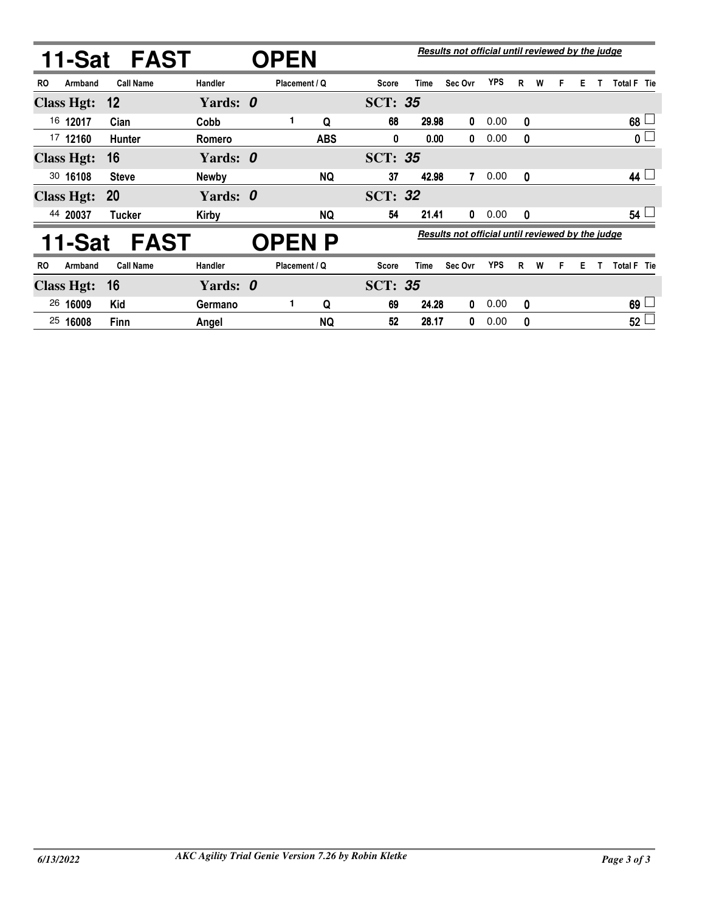## 11-Sat FAST OPEN

*Results not official until reviewed by the judge*

| RO | Armband | Call Name | Handler | Placement / Q | | Score | Time | Sec Ovr | YPS | R | W | F | E | T | Total F | Tie |
|---|---|---|---|---|---|---|---|---|---|---|---|---|---|---|---|---|
| **Class Hgt: 12** | | | **Yards: 0** | | | **SCT: 35** | | | | | | | | | | |
| 16 | 12017 | Cian | Cobb | 1 | Q | 68 | 29.98 | 0 | 0.00 | 0 | | | | | 68 | ☐ |
| 17 | 12160 | Hunter | Romero | | ABS | 0 | 0.00 | 0 | 0.00 | 0 | | | | | 0 | ☐ |
| **Class Hgt: 16** | | | **Yards: 0** | | | **SCT: 35** | | | | | | | | | | |
| 30 | 16108 | Steve | Newby | | NQ | 37 | 42.98 | 7 | 0.00 | 0 | | | | | 44 | ☐ |
| **Class Hgt: 20** | | | **Yards: 0** | | | **SCT: 32** | | | | | | | | | | |
| 44 | 20037 | Tucker | Kirby | | NQ | 54 | 21.41 | 0 | 0.00 | 0 | | | | | 54 | ☐ |

## 11-Sat FAST OPEN P

*Results not official until reviewed by the judge*

| RO | Armband | Call Name | Handler | Placement / Q | | Score | Time | Sec Ovr | YPS | R | W | F | E | T | Total F | Tie |
|---|---|---|---|---|---|---|---|---|---|---|---|---|---|---|---|---|
| **Class Hgt: 16** | | | **Yards: 0** | | | **SCT: 35** | | | | | | | | | | |
| 26 | 16009 | Kid | Germano | 1 | Q | 69 | 24.28 | 0 | 0.00 | 0 | | | | | 69 | ☐ |
| 25 | 16008 | Finn | Angel | | NQ | 52 | 28.17 | 0 | 0.00 | 0 | | | | | 52 | ☐ |

*6/13/2022* *AKC Agility Trial Genie Version 7.26 by Robin Kletke*